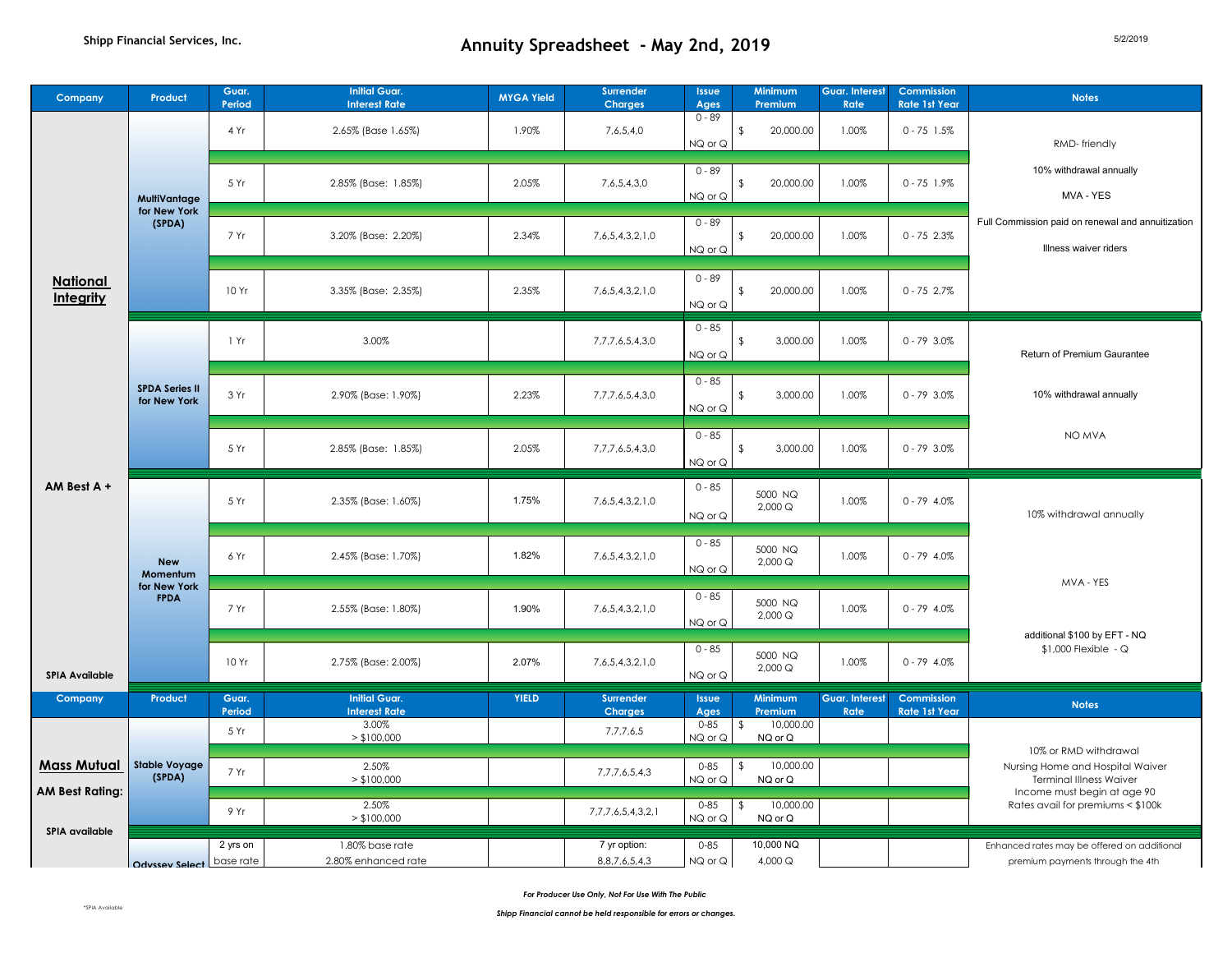**Shipp Financial Services, Inc.**

# Annuity Spreadsheet - May 2nd, 2019

5/2/2019

| Company | Product | Guar. Period | Initial Guar. Interest Rate | MYGA Yield | Surrender Charges | Issue Ages | Minimum Premium | Guar. Interest Rate | Commission Rate 1st Year | Notes |
|---|---|---|---|---|---|---|---|---|---|---|
| **National Integrity** | MultiVantage for New York (SPDA) | 4 Yr | 2.65% (Base 1.65%) | 1.90% | 7,6,5,4,0 | 0 - 89 NQ or Q | $ 20,000.00 | 1.00% | 0 - 75 1.5% | RMD- friendly; 10% withdrawal annually; MVA - YES; Full Commission paid on renewal and annuitization; Illness waiver riders |
| | | 5 Yr | 2.85% (Base: 1.85%) | 2.05% | 7,6,5,4,3,0 | 0 - 89 NQ or Q | $ 20,000.00 | 1.00% | 0 - 75 1.9% | |
| | | 7 Yr | 3.20% (Base: 2.20%) | 2.34% | 7,6,5,4,3,2,1,0 | 0 - 89 NQ or Q | $ 20,000.00 | 1.00% | 0 - 75 2.3% | |
| | | 10 Yr | 3.35% (Base: 2.35%) | 2.35% | 7,6,5,4,3,2,1,0 | 0 - 89 NQ or Q | $ 20,000.00 | 1.00% | 0 - 75 2.7% | |
| | SPDA Series II for New York | 1 Yr | 3.00% | | 7,7,7,6,5,4,3,0 | 0 - 85 NQ or Q | $ 3,000.00 | 1.00% | 0 - 79 3.0% | Return of Premium Gaurantee; 10% withdrawal annually; NO MVA |
| | | 3 Yr | 2.90% (Base: 1.90%) | 2.23% | 7,7,7,6,5,4,3,0 | 0 - 85 NQ or Q | $ 3,000.00 | 1.00% | 0 - 79 3.0% | |
| | | 5 Yr | 2.85% (Base: 1.85%) | 2.05% | 7,7,7,6,5,4,3,0 | 0 - 85 NQ or Q | $ 3,000.00 | 1.00% | 0 - 79 3.0% | |
| AM Best A + | New Momentum for New York FPDA | 5 Yr | 2.35% (Base: 1.60%) | 1.75% | 7,6,5,4,3,2,1,0 | 0 - 85 NQ or Q | 5000 NQ 2,000 Q | 1.00% | 0 - 79 4.0% | 10% withdrawal annually; MVA - YES; additional $100 by EFT - NQ $1,000 Flexible - Q |
| | | 6 Yr | 2.45% (Base: 1.70%) | 1.82% | 7,6,5,4,3,2,1,0 | 0 - 85 NQ or Q | 5000 NQ 2,000 Q | 1.00% | 0 - 79 4.0% | |
| | | 7 Yr | 2.55% (Base: 1.80%) | 1.90% | 7,6,5,4,3,2,1,0 | 0 - 85 NQ or Q | 5000 NQ 2,000 Q | 1.00% | 0 - 79 4.0% | |
| SPIA Available | | 10 Yr | 2.75% (Base: 2.00%) | 2.07% | 7,6,5,4,3,2,1,0 | 0 - 85 NQ or Q | 5000 NQ 2,000 Q | 1.00% | 0 - 79 4.0% | |

| Company | Product | Guar. Period | Initial Guar. Interest Rate | YIELD | Surrender Charges | Issue Ages | Minimum Premium | Guar. Interest Rate | Commission Rate 1st Year | Notes |
|---|---|---|---|---|---|---|---|---|---|---|
| **Mass Mutual** | Stable Voyage (SPDA) | 5 Yr | 3.00% > $100,000 | | 7,7,7,6,5 | 0-85 NQ or Q | $ 10,000.00 NQ or Q | | | 10% or RMD withdrawal; Nursing Home and Hospital Waiver; Terminal Illness Waiver; Income must begin at age 90; Rates avail for premiums < $100k |
| AM Best Rating: | | 7 Yr | 2.50% > $100,000 | | 7,7,7,6,5,4,3 | 0-85 NQ or Q | $ 10,000.00 NQ or Q | | | |
| SPIA available | | 9 Yr | 2.50% > $100,000 | | 7,7,7,6,5,4,3,2,1 | 0-85 NQ or Q | $ 10,000.00 NQ or Q | | | |
| | Odyssey Select | 2 yrs on base rate | 1.80% base rate 2.80% enhanced rate | | 7 yr option: 8,8,7,6,5,4,3 | 0-85 NQ or Q | 10,000 NQ 4,000 Q | | | Enhanced rates may be offered on additional premium payments through the 4th |

*For Producer Use Only, Not For Use With The Public*

*Shipp Financial cannot be held responsible for errors or changes.*

*SPIA Available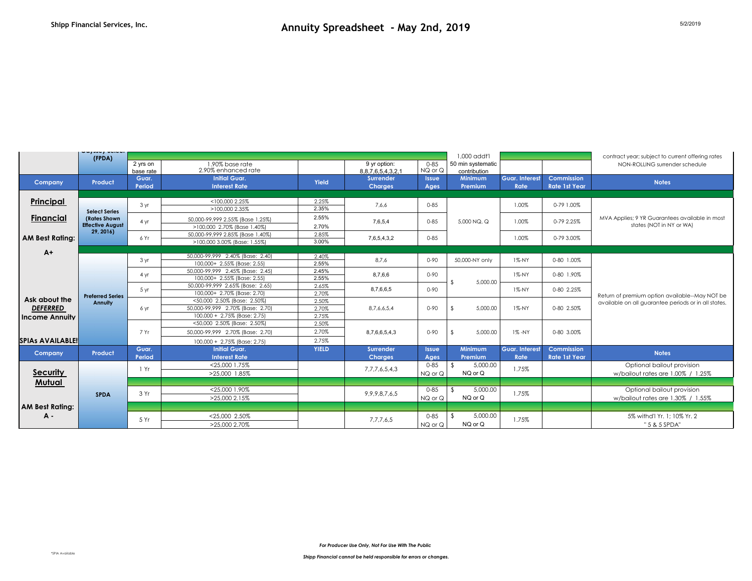Shipp Financial Services, Inc.

# Annuity Spreadsheet - May 2nd, 2019

| | (FPDA) | 2 yrs on base rate | 1.90% base rate 2.90% enhanced rate | | 9 yr option: 8,8,7,6,5,4,3,2,1 | 0-85 NQ or Q | 1,000 addt'l 50 min systematic contribution | | | contract year; subject to current offering rates NON-ROLLING surrender schedule |
|---|---|---|---|---|---|---|---|---|---|---|
| **Company** | **Product** | **Guar. Period** | **Initial Guar. Interest Rate** | **Yield** | **Surrender Charges** | **Issue Ages** | **Minimum Premium** | **Guar. Interest Rate** | **Commission Rate 1st Year** | **Notes** |
| **Principal Financial** AM Best Rating: A+ | **Select Series (Rates Shown Effective August 29, 2016)** | 3 yr | <100,000 2.25% | 2.25% | 7,6,6 | 0-85 | 5,000 NQ, Q | 1.00% | 0-79 1.00% | MVA Applies; 9 YR Guarantees available in most states (NOT in NY or WA) |
| | | | >100,000 2.35% | 2.35% | | | | | | |
| | | 4 yr | 50,000-99,999 2.55% (Base 1.25%) | 2.55% | 7,6,5,4 | 0-85 | | 1.00% | 0-79 2.25% | |
| | | | >100,000 2.70% (Base 1.40%) | 2.70% | | | | | | |
| | | 6 Yr | 50,000-99,999 2.85% (Base 1.40%) | 2.85% | 7,6,5,4,3,2 | 0-85 | | 1.00% | 0-79 3.00% | |
| | | | >100,000 3.00% (Base: 1.55%) | 3.00% | | | | | | |
| Ask about the *DEFERRED* Income Annuity SPIAs AVAILABLE! | **Preferred Series Annuity** | 3 yr | 50,000-99,999 2.40% (Base: 2.40) | 2.40% | 8,7,6 | 0-90 | 50,000-NY only | 1%-NY | 0-80 1.00% | Return of premium option available--May NOT be available on all guarantee periods or in all states. |
| | | | 100,000+ 2.55% (Base: 2.55) | 2.55% | | | | | | |
| | | 4 yr | 50,000-99,999 2.45% (Base: 2.45) | 2.45% | 8,7,6,6 | 0-90 | $ 5,000.00 | 1%-NY | 0-80 1.90% | |
| | | | 100,000+ 2.55% (Base: 2.55) | 2.55% | | | | | | |
| | | 5 yr | 50,000-99,999 2.65% (Base: 2.65) | 2.65% | 8,7,6,6,5 | 0-90 | | 1%-NY | 0-80 2.25% | |
| | | | 100,000+ 2.70% (Base: 2.70) | 2.70% | | | | | | |
| | | 6 yr | <50,000 2.50% (Base: 2.50%) | 2.50% | 8,7,6,6,5,4 | 0-90 | $ 5,000.00 | 1%-NY | 0-80 2.50% | |
| | | | 50,000-99,999 2.70% (Base: 2.70) | 2.70% | | | | | | |
| | | | 100,000 + 2.75% (Base: 2.75) | 2.75% | | | | | | |
| | | 7 Yr | <50,000 2.50% (Base: 2.50%) | 2.50% | 8,7,6,6,5,4,3 | 0-90 | $ 5,000.00 | 1% -NY | 0-80 3.00% | |
| | | | 50,000-99,999 2.70% (Base: 2.70) | 2.70% | | | | | | |
| | | | 100,000 + 2.75% (Base: 2.75) | 2.75% | | | | | | |
| **Company** | **Product** | **Guar. Period** | **Initial Guar. Interest Rate** | **YIELD** | **Surrender Charges** | **Issue Ages** | **Minimum Premium** | **Guar. Interest Rate** | **Commission Rate 1st Year** | **Notes** |
| **Security Mutual** AM Best Rating: A - | **SPDA** | 1 Yr | <25,000 1.75% | | 7,7,7,6,5,4,3 | 0-85 NQ or Q | $ 5,000.00 NQ or Q | 1.75% | | Optional bailout provision w/bailout rates are 1.00% / 1.25% |
| | | | >25,000 1.85% | | | | | | | |
| | | 3 Yr | <25,000 1.90% | | 9,9,9,8,7,6,5 | 0-85 NQ or Q | $ 5,000.00 NQ or Q | 1.75% | | Optional bailout provision w/bailout rates are 1.30% / 1.55% |
| | | | >25,000 2.15% | | | | | | | |
| | | 5 Yr | <25,000 2.50% | | 7,7,7,6,5 | 0-85 NQ or Q | $ 5,000.00 NQ or Q | 1.75% | | 5% withd'l Yr. 1; 10% Yr. 2 " 5 & 5 SPDA" |
| | | | >25,000 2.70% | | | | | | | |

*For Producer Use Only, Not For Use With The Public*

*Shipp Financial cannot be held responsible for errors or changes.*

*SPIA Available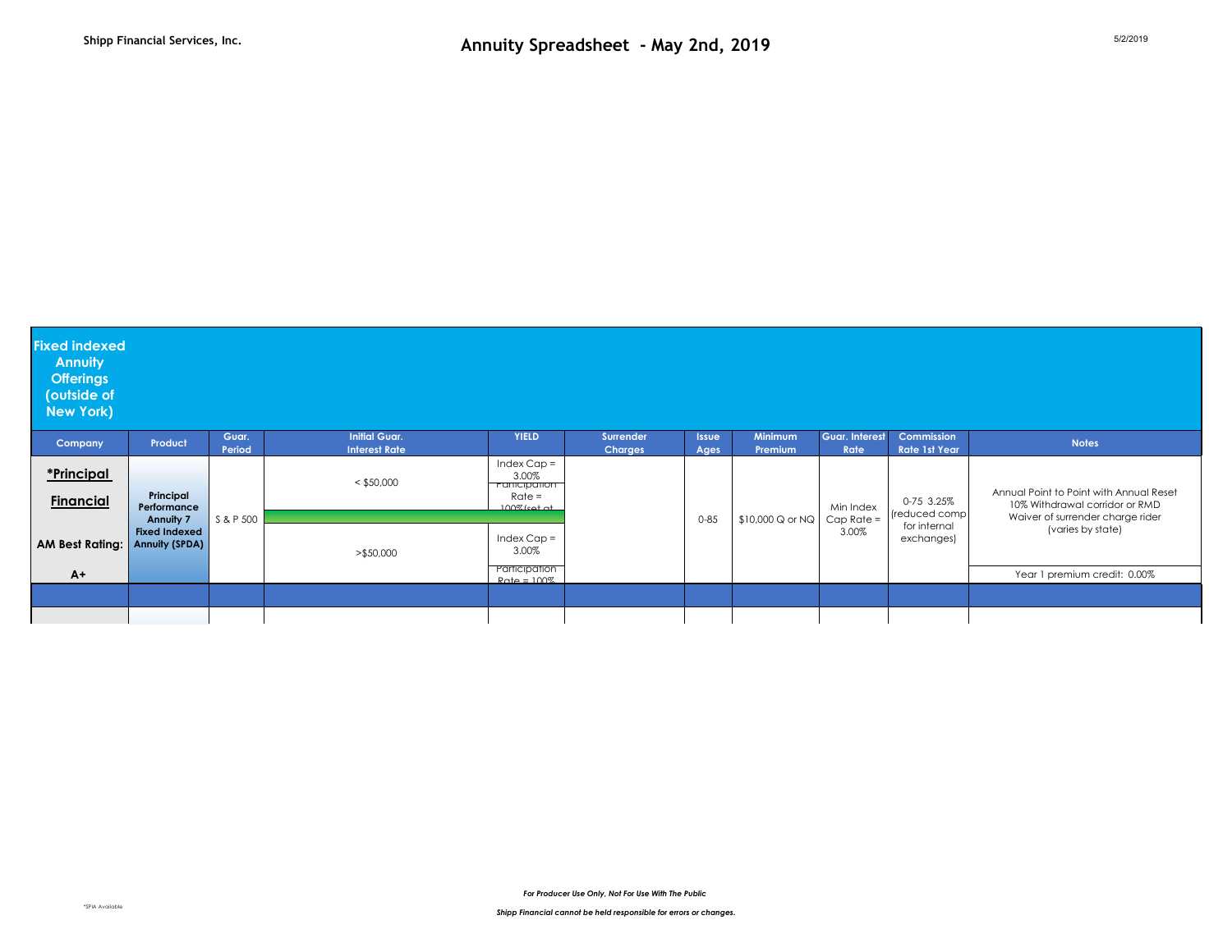Shipp Financial Services, Inc.

# Annuity Spreadsheet - May 2nd, 2019

## Fixed indexed Annuity Offerings (outside of New York)

| Company | Product | Guar. Period | Initial Guar. Interest Rate | YIELD | Surrender Charges | Issue Ages | Minimum Premium | Guar. Interest Rate | Commission Rate 1st Year | Notes |
|---|---|---|---|---|---|---|---|---|---|---|
| ***Principal Financial*** | **Principal Performance Annuity 7 Fixed Indexed Annuity (SPDA)** | S & P 500 | < $50,000 | Index Cap = 3.00% Participation Rate = 100% (set at | | 0-85 | $10,000 Q or NQ | Min Index Cap Rate = 3.00% | 0-75 3.25% (reduced comp for internal exchanges) | Annual Point to Point with Annual Reset 10% Withdrawal corridor or RMD Waiver of surrender charge rider (varies by state) |
| **AM Best Rating:** | | | >$50,000 | Index Cap = 3.00% | | | | | | |
| **A+** | | | | Participation Rate = 100% | | | | | | Year 1 premium credit: 0.00% |

*SPIA Available

***For Producer Use Only, Not For Use With The Public***

***Shipp Financial cannot be held responsible for errors or changes.***